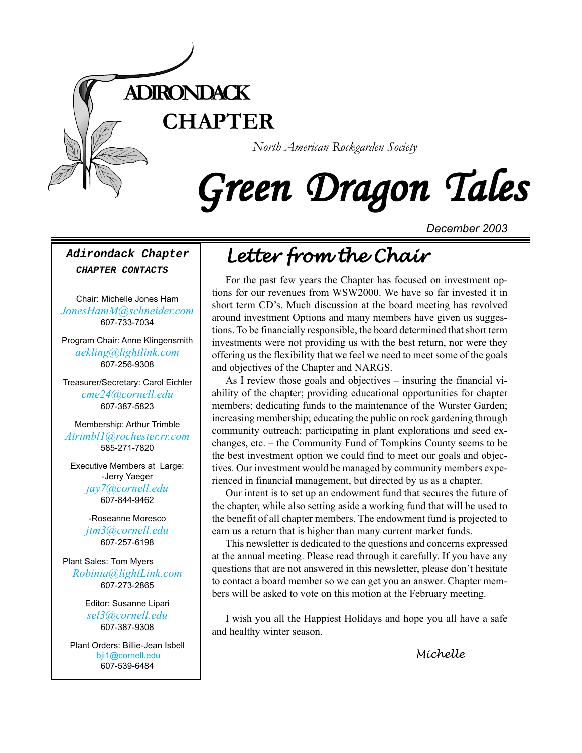# ADIRONDACK CHAPTER

*North American Rockgarden Society*

# Green Dragon Tales

December 2003

## Letter from the Chair

For the past few years the Chapter has focused on investment options for our revenues from WSW2000. We have so far invested it in short term CD's. Much discussion at the board meeting has revolved around investment Options and many members have given us suggestions. To be financially responsible, the board determined that short term investments were not providing us with the best return, nor were they offering us the flexibility that we feel we need to meet some of the goals and objectives of the Chapter and NARGS.

As I review those goals and objectives – insuring the financial viability of the chapter; providing educational opportunities for chapter members; dedicating funds to the maintenance of the Wurster Garden; increasing membership; educating the public on rock gardening through community outreach; participating in plant explorations and seed exchanges, etc. – the Community Fund of Tompkins County seems to be the best investment option we could find to meet our goals and objectives. Our investment would be managed by community members experienced in financial management, but directed by us as a chapter.

Our intent is to set up an endowment fund that secures the future of the chapter, while also setting aside a working fund that will be used to the benefit of all chapter members. The endowment fund is projected to earn us a return that is higher than many current market funds.

This newsletter is dedicated to the questions and concerns expressed at the annual meeting. Please read through it carefully. If you have any questions that are not answered in this newsletter, please don't hesitate to contact a board member so we can get you an answer. Chapter members will be asked to vote on this motion at the February meeting.

I wish you all the Happiest Holidays and hope you all have a safe and healthy winter season.

*Michelle*

---

**Adirondack Chapter**
***CHAPTER CONTACTS***

Chair: Michelle Jones Ham
*JonesHamM@schneider.com*
607-733-7034

Program Chair: Anne Klingensmith
*aekling@lightlink.com*
607-256-9308

Treasurer/Secretary: Carol Eichler
*cme24@cornell.edu*
607-387-5823

Membership: Arthur Trimble
*Atrimbl1@rochester.rr.com*
585-271-7820

Executive Members at Large:
-Jerry Yaeger
*jay7@cornell.edu*
607-844-9462

-Roseanne Moresco
*jtm3@cornell.edu*
607-257-6198

Plant Sales: Tom Myers
*Robinia@lightLink.com*
607-273-2865

Editor: Susanne Lipari
*sel3@cornell.edu*
607-387-9308

Plant Orders: Billie-Jean Isbell
bji1@cornell.edu
607-539-6484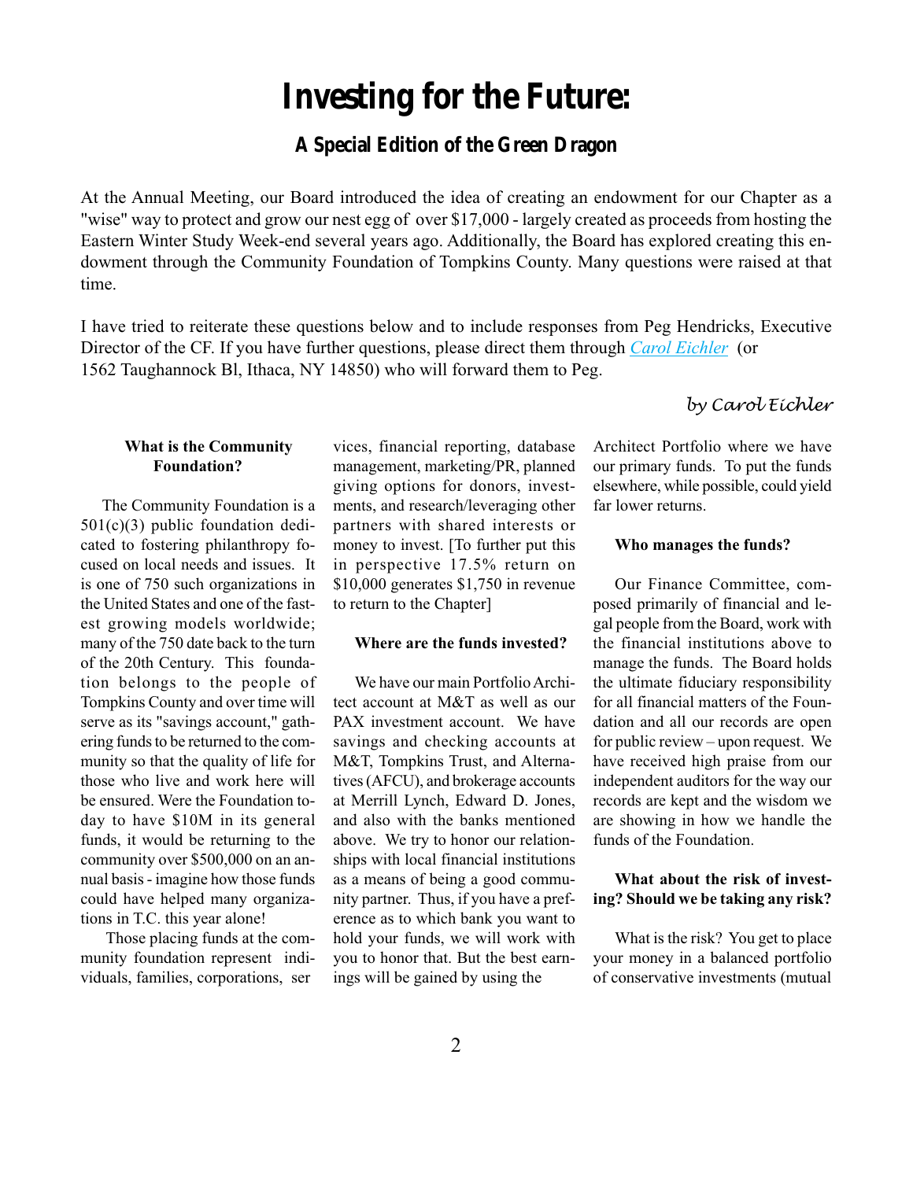# Investing for the Future:

### A Special Edition of the Green Dragon

At the Annual Meeting, our Board introduced the idea of creating an endowment for our Chapter as a "wise" way to protect and grow our nest egg of over $17,000 - largely created as proceeds from hosting the Eastern Winter Study Week-end several years ago. Additionally, the Board has explored creating this endowment through the Community Foundation of Tompkins County. Many questions were raised at that time.

I have tried to reiterate these questions below and to include responses from Peg Hendricks, Executive Director of the CF. If you have further questions, please direct them through *Carol Eichler* (or 1562 Taughannock Bl, Ithaca, NY 14850) who will forward them to Peg.

*by Carol Eichler*

**What is the Community Foundation?**

The Community Foundation is a 501(c)(3) public foundation dedicated to fostering philanthropy focused on local needs and issues. It is one of 750 such organizations in the United States and one of the fastest growing models worldwide; many of the 750 date back to the turn of the 20th Century. This foundation belongs to the people of Tompkins County and over time will serve as its "savings account," gathering funds to be returned to the community so that the quality of life for those who live and work here will be ensured. Were the Foundation today to have $10M in its general funds, it would be returning to the community over $500,000 on an annual basis - imagine how those funds could have helped many organizations in T.C. this year alone!

Those placing funds at the community foundation represent individuals, families, corporations, services, financial reporting, database management, marketing/PR, planned giving options for donors, investments, and research/leveraging other partners with shared interests or money to invest. [To further put this in perspective 17.5% return on $10,000 generates $1,750 in revenue to return to the Chapter]

**Where are the funds invested?**

We have our main Portfolio Architect account at M&T as well as our PAX investment account. We have savings and checking accounts at M&T, Tompkins Trust, and Alternatives (AFCU), and brokerage accounts at Merrill Lynch, Edward D. Jones, and also with the banks mentioned above. We try to honor our relationships with local financial institutions as a means of being a good community partner. Thus, if you have a preference as to which bank you want to hold your funds, we will work with you to honor that. But the best earnings will be gained by using the Architect Portfolio where we have our primary funds. To put the funds elsewhere, while possible, could yield far lower returns.

**Who manages the funds?**

Our Finance Committee, composed primarily of financial and legal people from the Board, work with the financial institutions above to manage the funds. The Board holds the ultimate fiduciary responsibility for all financial matters of the Foundation and all our records are open for public review – upon request. We have received high praise from our independent auditors for the way our records are kept and the wisdom we are showing in how we handle the funds of the Foundation.

**What about the risk of investing? Should we be taking any risk?**

What is the risk? You get to place your money in a balanced portfolio of conservative investments (mutual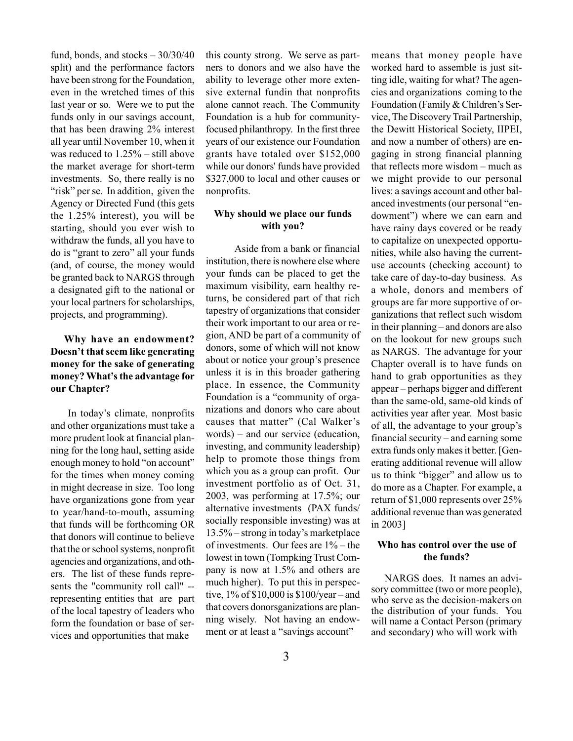fund, bonds, and stocks – 30/30/40 split) and the performance factors have been strong for the Foundation, even in the wretched times of this last year or so. Were we to put the funds only in our savings account, that has been drawing 2% interest all year until November 10, when it was reduced to 1.25% – still above the market average for short-term investments. So, there really is no "risk" per se. In addition, given the Agency or Directed Fund (this gets the 1.25% interest), you will be starting, should you ever wish to withdraw the funds, all you have to do is "grant to zero" all your funds (and, of course, the money would be granted back to NARGS through a designated gift to the national or your local partners for scholarships, projects, and programming).

**Why have an endowment? Doesn't that seem like generating money for the sake of generating money? What's the advantage for our Chapter?**

In today's climate, nonprofits and other organizations must take a more prudent look at financial planning for the long haul, setting aside enough money to hold "on account" for the times when money coming in might decrease in size. Too long have organizations gone from year to year/hand-to-mouth, assuming that funds will be forthcoming OR that donors will continue to believe that the or school systems, nonprofit agencies and organizations, and others. The list of these funds represents the "community roll call" -- representing entities that are part of the local tapestry of leaders who form the foundation or base of services and opportunities that make this county strong. We serve as partners to donors and we also have the ability to leverage other more extensive external fundin that nonprofits alone cannot reach. The Community Foundation is a hub for community-focused philanthropy. In the first three years of our existence our Foundation grants have totaled over $152,000 while our donors' funds have provided $327,000 to local and other causes or nonprofits.

**Why should we place our funds with you?**

Aside from a bank or financial institution, there is nowhere else where your funds can be placed to get the maximum visibility, earn healthy returns, be considered part of that rich tapestry of organizations that consider their work important to our area or region, AND be part of a community of donors, some of which will not know about or notice your group's presence unless it is in this broader gathering place. In essence, the Community Foundation is a "community of organizations and donors who care about causes that matter" (Cal Walker's words) – and our service (education, investing, and community leadership) help to promote those things from which you as a group can profit. Our investment portfolio as of Oct. 31, 2003, was performing at 17.5%; our alternative investments (PAX funds/ socially responsible investing) was at 13.5% – strong in today's marketplace of investments. Our fees are 1% – the lowest in town (Tompking Trust Company is now at 1.5% and others are much higher). To put this in perspective, 1% of $10,000 is $100/year – and that covers donorsganizations are planning wisely. Not having an endowment or at least a "savings account" means that money people have worked hard to assemble is just sitting idle, waiting for what? The agencies and organizations coming to the Foundation (Family & Children's Service, The Discovery Trail Partnership, the Dewitt Historical Society, IIPEI, and now a number of others) are engaging in strong financial planning that reflects more wisdom – much as we might provide to our personal lives: a savings account and other balanced investments (our personal "endowment") where we can earn and have rainy days covered or be ready to capitalize on unexpected opportunities, while also having the current-use accounts (checking account) to take care of day-to-day business. As a whole, donors and members of groups are far more supportive of organizations that reflect such wisdom in their planning – and donors are also on the lookout for new groups such as NARGS. The advantage for your Chapter overall is to have funds on hand to grab opportunities as they appear – perhaps bigger and different than the same-old, same-old kinds of activities year after year. Most basic of all, the advantage to your group's financial security – and earning some extra funds only makes it better. [Generating additional revenue will allow us to think "bigger" and allow us to do more as a Chapter. For example, a return of $1,000 represents over 25% additional revenue than was generated in 2003]

**Who has control over the use of the funds?**

NARGS does. It names an advisory committee (two or more people), who serve as the decision-makers on the distribution of your funds. You will name a Contact Person (primary and secondary) who will work with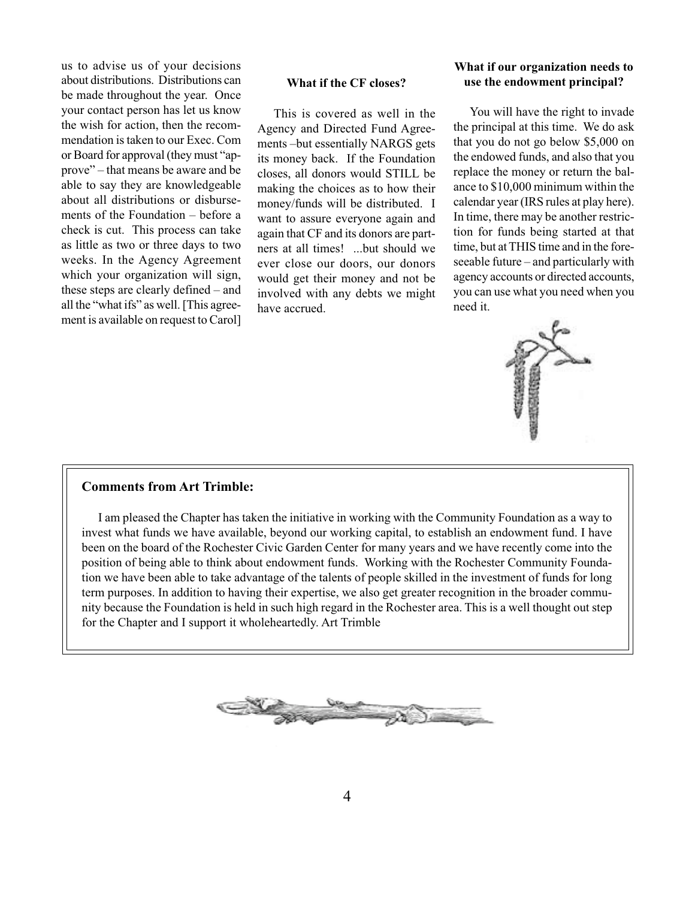us to advise us of your decisions about distributions. Distributions can be made throughout the year. Once your contact person has let us know the wish for action, then the recommendation is taken to our Exec. Com or Board for approval (they must "approve" – that means be aware and be able to say they are knowledgeable about all distributions or disbursements of the Foundation – before a check is cut. This process can take as little as two or three days to two weeks. In the Agency Agreement which your organization will sign, these steps are clearly defined – and all the "what ifs" as well. [This agreement is available on request to Carol]

**What if the CF closes?**

This is covered as well in the Agency and Directed Fund Agreements –but essentially NARGS gets its money back. If the Foundation closes, all donors would STILL be making the choices as to how their money/funds will be distributed. I want to assure everyone again and again that CF and its donors are partners at all times! ...but should we ever close our doors, our donors would get their money and not be involved with any debts we might have accrued.

**What if our organization needs to use the endowment principal?**

You will have the right to invade the principal at this time. We do ask that you do not go below $5,000 on the endowed funds, and also that you replace the money or return the balance to $10,000 minimum within the calendar year (IRS rules at play here). In time, there may be another restriction for funds being started at that time, but at THIS time and in the foreseeable future – and particularly with agency accounts or directed accounts, you can use what you need when you need it.

**Comments from Art Trimble:**

I am pleased the Chapter has taken the initiative in working with the Community Foundation as a way to invest what funds we have available, beyond our working capital, to establish an endowment fund. I have been on the board of the Rochester Civic Garden Center for many years and we have recently come into the position of being able to think about endowment funds. Working with the Rochester Community Foundation we have been able to take advantage of the talents of people skilled in the investment of funds for long term purposes. In addition to having their expertise, we also get greater recognition in the broader community because the Foundation is held in such high regard in the Rochester area. This is a well thought out step for the Chapter and I support it wholeheartedly. Art Trimble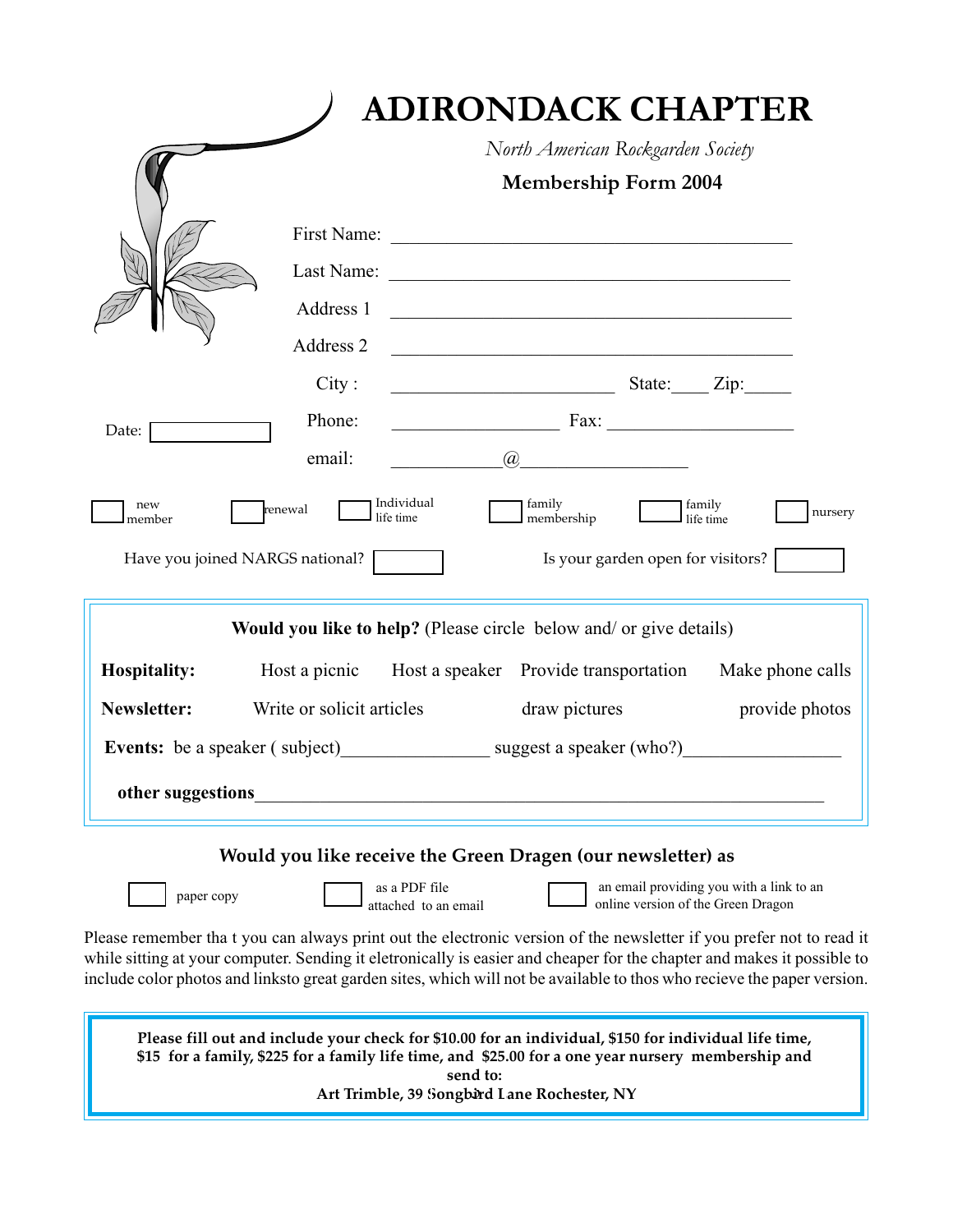# ADIRONDACK CHAPTER

*North American Rockgarden Society*

**Membership Form 2004**

First Name: ____________________________________________

Last Name: ____________________________________________

Address 1 ____________________________________________

Address 2 ____________________________________________

City : ________________________ State:____ Zip:_____

Date: [ ] Phone: __________________ Fax: ___________________

email: ___________@_________________

[ ] new member [ ] renewal [ ] Individual life time [ ] family membership [ ] family life time [ ] nursery

Have you joined NARGS national? [ ] Is your garden open for visitors? [ ]

**Would you like to help?** (Please circle below and/ or give details)

**Hospitality:** Host a picnic Host a speaker Provide transportation Make phone calls

**Newsletter:** Write or solicit articles draw pictures provide photos

**Events:** be a speaker ( subject)_______________ suggest a speaker (who?)________________

**other suggestions**____________________________________________________________

**Would you like receive the Green Dragen (our newsletter) as**

[ ] paper copy [ ] as a PDF file attached to an email [ ] an email providing you with a link to an online version of the Green Dragon

Please remember tha t you can always print out the electronic version of the newsletter if you prefer not to read it while sitting at your computer. Sending it eletronically is easier and cheaper for the chapter and makes it possible to include color photos and linksto great garden sites, which will not be available to thos who recieve the paper version.

**Please fill out and include your check for $10.00 for an individual, $150 for individual life time, $15 for a family, $225 for a family life time, and $25.00 for a one year nursery membership and send to:**
**Art Trimble, 39 Songbird Lane Rochester, NY**